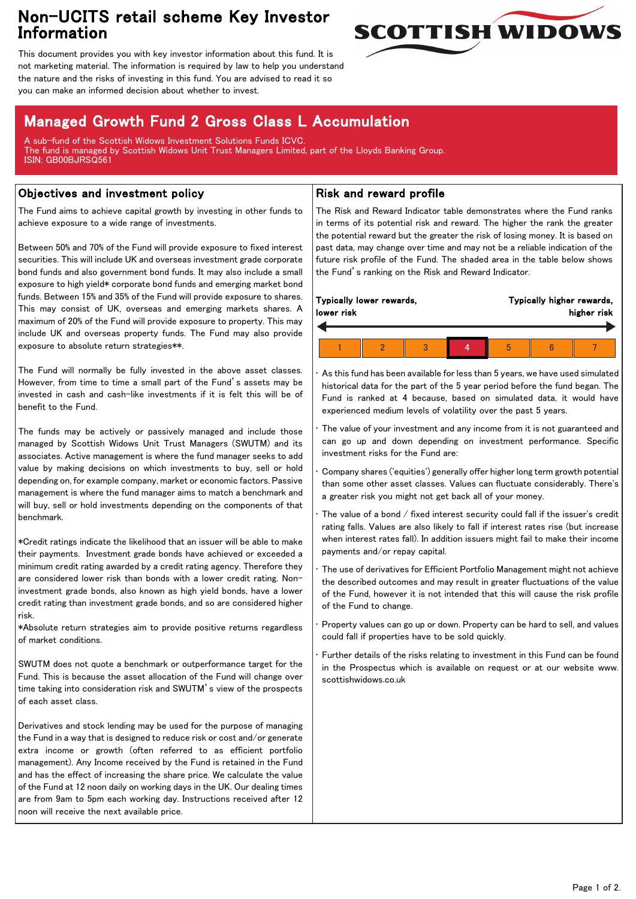# Non-UCITS retail scheme Key Investor Information

This document provides you with key investor information about this fund. It is not marketing material. The information is required by law to help you understand the nature and the risks of investing in this fund. You are advised to read it so you can make an informed decision about whether to invest.

SCOTTISH WIDOWS

## Managed Growth Fund 2 Gross Class L Accumulation

A sub-fund of the Scottish Widows Investment Solutions Funds ICVC.
The fund is managed by Scottish Widows Unit Trust Managers Limited, part of the Lloyds Banking Group.
ISIN: GB00BJRSQ561

## Objectives and investment policy

The Fund aims to achieve capital growth by investing in other funds to achieve exposure to a wide range of investments.

Between 50% and 70% of the Fund will provide exposure to fixed interest securities. This will include UK and overseas investment grade corporate bond funds and also government bond funds. It may also include a small exposure to high yield* corporate bond funds and emerging market bond funds. Between 15% and 35% of the Fund will provide exposure to shares. This may consist of UK, overseas and emerging markets shares. A maximum of 20% of the Fund will provide exposure to property. This may include UK and overseas property funds. The Fund may also provide exposure to absolute return strategies**.

The Fund will normally be fully invested in the above asset classes. However, from time to time a small part of the Fund's assets may be invested in cash and cash-like investments if it is felt this will be of benefit to the Fund.

The funds may be actively or passively managed and include those managed by Scottish Widows Unit Trust Managers (SWUTM) and its associates. Active management is where the fund manager seeks to add value by making decisions on which investments to buy, sell or hold depending on, for example company, market or economic factors. Passive management is where the fund manager aims to match a benchmark and will buy, sell or hold investments depending on the components of that benchmark.

*Credit ratings indicate the likelihood that an issuer will be able to make their payments. Investment grade bonds have achieved or exceeded a minimum credit rating awarded by a credit rating agency. Therefore they are considered lower risk than bonds with a lower credit rating. Non-investment grade bonds, also known as high yield bonds, have a lower credit rating than investment grade bonds, and so are considered higher risk.

*Absolute return strategies aim to provide positive returns regardless of market conditions.

SWUTM does not quote a benchmark or outperformance target for the Fund. This is because the asset allocation of the Fund will change over time taking into consideration risk and SWUTM's view of the prospects of each asset class.

Derivatives and stock lending may be used for the purpose of managing the Fund in a way that is designed to reduce risk or cost and/or generate extra income or growth (often referred to as efficient portfolio management). Any Income received by the Fund is retained in the Fund and has the effect of increasing the share price. We calculate the value of the Fund at 12 noon daily on working days in the UK. Our dealing times are from 9am to 5pm each working day. Instructions received after 12 noon will receive the next available price.

## Risk and reward profile

The Risk and Reward Indicator table demonstrates where the Fund ranks in terms of its potential risk and reward. The higher the rank the greater the potential reward but the greater the risk of losing money. It is based on past data, may change over time and may not be a reliable indication of the future risk profile of the Fund. The shaded area in the table below shows the Fund's ranking on the Risk and Reward Indicator.

**Typically lower rewards, lower risk** — **Typically higher rewards, higher risk**

| 1 | 2 | 3 | **4** | 5 | 6 | 7 |
|---|---|---|---|---|---|---|

- As this fund has been available for less than 5 years, we have used simulated historical data for the part of the 5 year period before the fund began. The Fund is ranked at 4 because, based on simulated data, it would have experienced medium levels of volatility over the past 5 years.
- The value of your investment and any income from it is not guaranteed and can go up and down depending on investment performance. Specific investment risks for the Fund are:
- Company shares ('equities') generally offer higher long term growth potential than some other asset classes. Values can fluctuate considerably. There's a greater risk you might not get back all of your money.
- The value of a bond / fixed interest security could fall if the issuer's credit rating falls. Values are also likely to fall if interest rates rise (but increase when interest rates fall). In addition issuers might fail to make their income payments and/or repay capital.
- The use of derivatives for Efficient Portfolio Management might not achieve the described outcomes and may result in greater fluctuations of the value of the Fund, however it is not intended that this will cause the risk profile of the Fund to change.
- Property values can go up or down. Property can be hard to sell, and values could fall if properties have to be sold quickly.
- Further details of the risks relating to investment in this Fund can be found in the Prospectus which is available on request or at our website www.scottishwidows.co.uk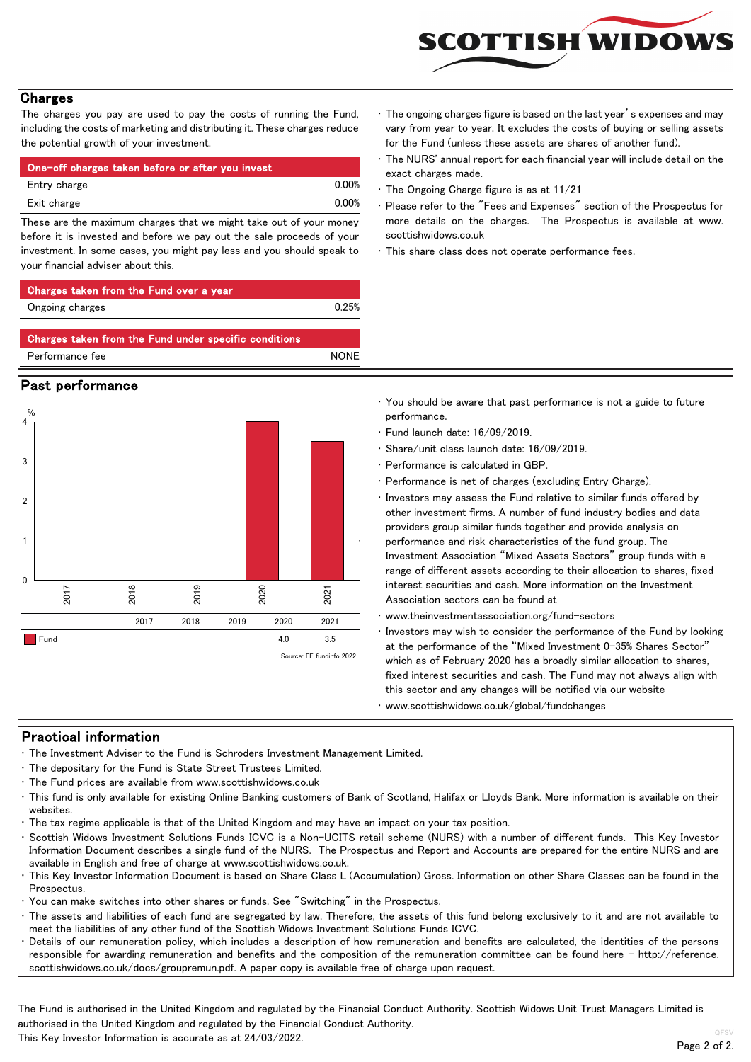## Charges

The charges you pay are used to pay the costs of running the Fund, including the costs of marketing and distributing it. These charges reduce the potential growth of your investment.

| One-off charges taken before or after you invest | |
|---|---|
| Entry charge | 0.00% |
| Exit charge | 0.00% |

These are the maximum charges that we might take out of your money before it is invested and before we pay out the sale proceeds of your investment. In some cases, you might pay less and you should speak to your financial adviser about this.

| Charges taken from the Fund over a year | |
|---|---|
| Ongoing charges | 0.25% |

| Charges taken from the Fund under specific conditions | |
|---|---|
| Performance fee | NONE |

- The ongoing charges figure is based on the last year's expenses and may vary from year to year. It excludes the costs of buying or selling assets for the Fund (unless these assets are shares of another fund).
- The NURS' annual report for each financial year will include detail on the exact charges made.
- The Ongoing Charge figure is as at 11/21
- Please refer to the "Fees and Expenses" section of the Prospectus for more details on the charges. The Prospectus is available at www.scottishwidows.co.uk
- This share class does not operate performance fees.

## Past performance

%

4

3

2

1

0

2017 2018 2019 2020 2021

| | 2017 | 2018 | 2019 | 2020 | 2021 |
|---|---|---|---|---|---|
| Fund | | | | 4.0 | 3.5 |

Source: FE fundinfo 2022

- You should be aware that past performance is not a guide to future performance.
- Fund launch date: 16/09/2019.
- Share/unit class launch date: 16/09/2019.
- Performance is calculated in GBP.
- Performance is net of charges (excluding Entry Charge).
- Investors may assess the Fund relative to similar funds offered by other investment firms. A number of fund industry bodies and data providers group similar funds together and provide analysis on performance and risk characteristics of the fund group. The Investment Association "Mixed Assets Sectors" group funds with a range of different assets according to their allocation to shares, fixed interest securities and cash. More information on the Investment Association sectors can be found at
- www.theinvestmentassociation.org/fund-sectors
- Investors may wish to consider the performance of the Fund by looking at the performance of the "Mixed Investment 0-35% Shares Sector" which as of February 2020 has a broadly similar allocation to shares, fixed interest securities and cash. The Fund may not always align with this sector and any changes will be notified via our website
- www.scottishwidows.co.uk/global/fundchanges

## Practical information

- The Investment Adviser to the Fund is Schroders Investment Management Limited.
- The depositary for the Fund is State Street Trustees Limited.
- The Fund prices are available from www.scottishwidows.co.uk
- This fund is only available for existing Online Banking customers of Bank of Scotland, Halifax or Lloyds Bank. More information is available on their websites.
- The tax regime applicable is that of the United Kingdom and may have an impact on your tax position.
- Scottish Widows Investment Solutions Funds ICVC is a Non-UCITS retail scheme (NURS) with a number of different funds. This Key Investor Information Document describes a single fund of the NURS. The Prospectus and Report and Accounts are prepared for the entire NURS and are available in English and free of charge at www.scottishwidows.co.uk.
- This Key Investor Information Document is based on Share Class L (Accumulation) Gross. Information on other Share Classes can be found in the Prospectus.
- You can make switches into other shares or funds. See "Switching" in the Prospectus.
- The assets and liabilities of each fund are segregated by law. Therefore, the assets of this fund belong exclusively to it and are not available to meet the liabilities of any other fund of the Scottish Widows Investment Solutions Funds ICVC.
- Details of our remuneration policy, which includes a description of how remuneration and benefits are calculated, the identities of the persons responsible for awarding remuneration and benefits and the composition of the remuneration committee can be found here - http://reference.scottishwidows.co.uk/docs/groupremun.pdf. A paper copy is available free of charge upon request.

The Fund is authorised in the United Kingdom and regulated by the Financial Conduct Authority. Scottish Widows Unit Trust Managers Limited is authorised in the United Kingdom and regulated by the Financial Conduct Authority.
This Key Investor Information is accurate as at 24/03/2022.